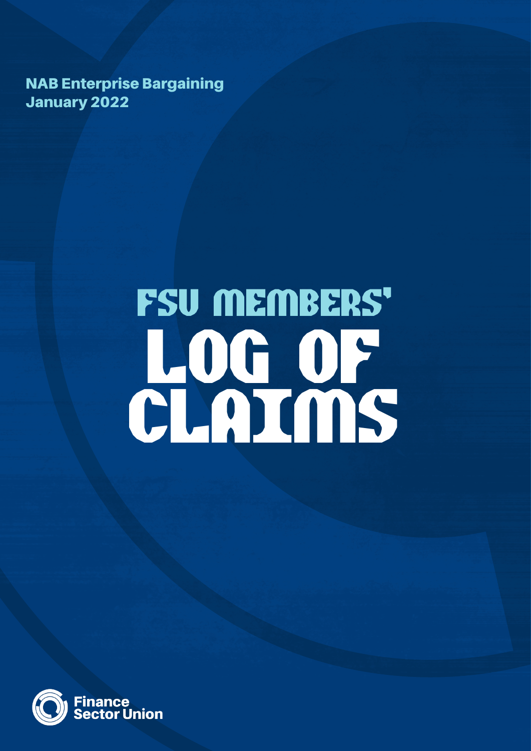NAB Enterprise Bargaining
January 2022

# FSU MEMBERS' LOG OF CLAIMS

Finance Sector Union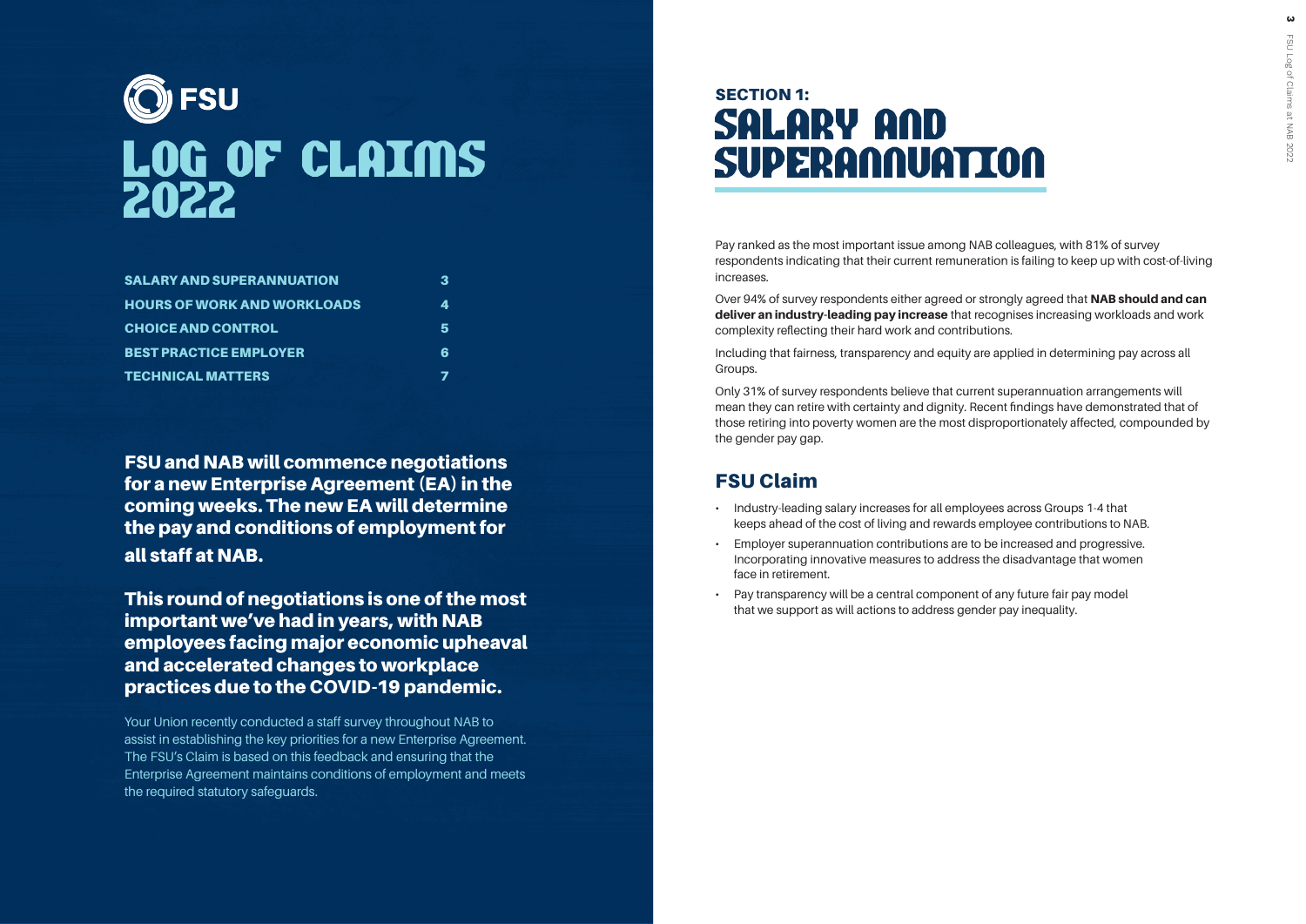FSU

# LOG OF CLAIMS 2022

| | |
|---|---|
| SALARY AND SUPERANNUATION | 3 |
| HOURS OF WORK AND WORKLOADS | 4 |
| CHOICE AND CONTROL | 5 |
| BEST PRACTICE EMPLOYER | 6 |
| TECHNICAL MATTERS | 7 |

**FSU and NAB will commence negotiations for a new Enterprise Agreement (EA) in the coming weeks. The new EA will determine the pay and conditions of employment for all staff at NAB.**

**This round of negotiations is one of the most important we've had in years, with NAB employees facing major economic upheaval and accelerated changes to workplace practices due to the COVID-19 pandemic.**

Your Union recently conducted a staff survey throughout NAB to assist in establishing the key priorities for a new Enterprise Agreement. The FSU's Claim is based on this feedback and ensuring that the Enterprise Agreement maintains conditions of employment and meets the required statutory safeguards.

## SECTION 1: SALARY AND SUPERANNUATION

Pay ranked as the most important issue among NAB colleagues, with 81% of survey respondents indicating that their current remuneration is failing to keep up with cost-of-living increases.

Over 94% of survey respondents either agreed or strongly agreed that **NAB should and can deliver an industry-leading pay increase** that recognises increasing workloads and work complexity reflecting their hard work and contributions.

Including that fairness, transparency and equity are applied in determining pay across all Groups.

Only 31% of survey respondents believe that current superannuation arrangements will mean they can retire with certainty and dignity. Recent findings have demonstrated that of those retiring into poverty women are the most disproportionately affected, compounded by the gender pay gap.

### FSU Claim

- Industry-leading salary increases for all employees across Groups 1-4 that keeps ahead of the cost of living and rewards employee contributions to NAB.
- Employer superannuation contributions are to be increased and progressive. Incorporating innovative measures to address the disadvantage that women face in retirement.
- Pay transparency will be a central component of any future fair pay model that we support as will actions to address gender pay inequality.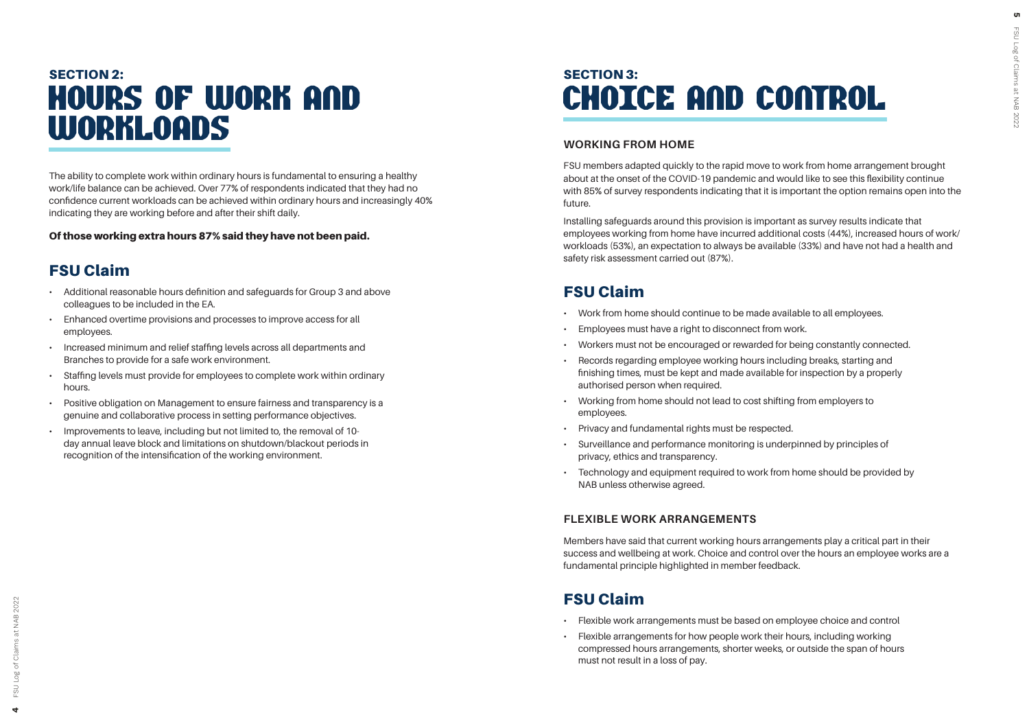## SECTION 2:
# HOURS OF WORK AND WORKLOADS

The ability to complete work within ordinary hours is fundamental to ensuring a healthy work/life balance can be achieved. Over 77% of respondents indicated that they had no confidence current workloads can be achieved within ordinary hours and increasingly 40% indicating they are working before and after their shift daily.

**Of those working extra hours 87% said they have not been paid.**

## FSU Claim

- Additional reasonable hours definition and safeguards for Group 3 and above colleagues to be included in the EA.
- Enhanced overtime provisions and processes to improve access for all employees.
- Increased minimum and relief staffing levels across all departments and Branches to provide for a safe work environment.
- Staffing levels must provide for employees to complete work within ordinary hours.
- Positive obligation on Management to ensure fairness and transparency is a genuine and collaborative process in setting performance objectives.
- Improvements to leave, including but not limited to, the removal of 10-day annual leave block and limitations on shutdown/blackout periods in recognition of the intensification of the working environment.

## SECTION 3:
# CHOICE AND CONTROL

### WORKING FROM HOME

FSU members adapted quickly to the rapid move to work from home arrangement brought about at the onset of the COVID-19 pandemic and would like to see this flexibility continue with 85% of survey respondents indicating that it is important the option remains open into the future.

Installing safeguards around this provision is important as survey results indicate that employees working from home have incurred additional costs (44%), increased hours of work/workloads (53%), an expectation to always be available (33%) and have not had a health and safety risk assessment carried out (87%).

## FSU Claim

- Work from home should continue to be made available to all employees.
- Employees must have a right to disconnect from work.
- Workers must not be encouraged or rewarded for being constantly connected.
- Records regarding employee working hours including breaks, starting and finishing times, must be kept and made available for inspection by a properly authorised person when required.
- Working from home should not lead to cost shifting from employers to employees.
- Privacy and fundamental rights must be respected.
- Surveillance and performance monitoring is underpinned by principles of privacy, ethics and transparency.
- Technology and equipment required to work from home should be provided by NAB unless otherwise agreed.

### FLEXIBLE WORK ARRANGEMENTS

Members have said that current working hours arrangements play a critical part in their success and wellbeing at work. Choice and control over the hours an employee works are a fundamental principle highlighted in member feedback.

## FSU Claim

- Flexible work arrangements must be based on employee choice and control
- Flexible arrangements for how people work their hours, including working compressed hours arrangements, shorter weeks, or outside the span of hours must not result in a loss of pay.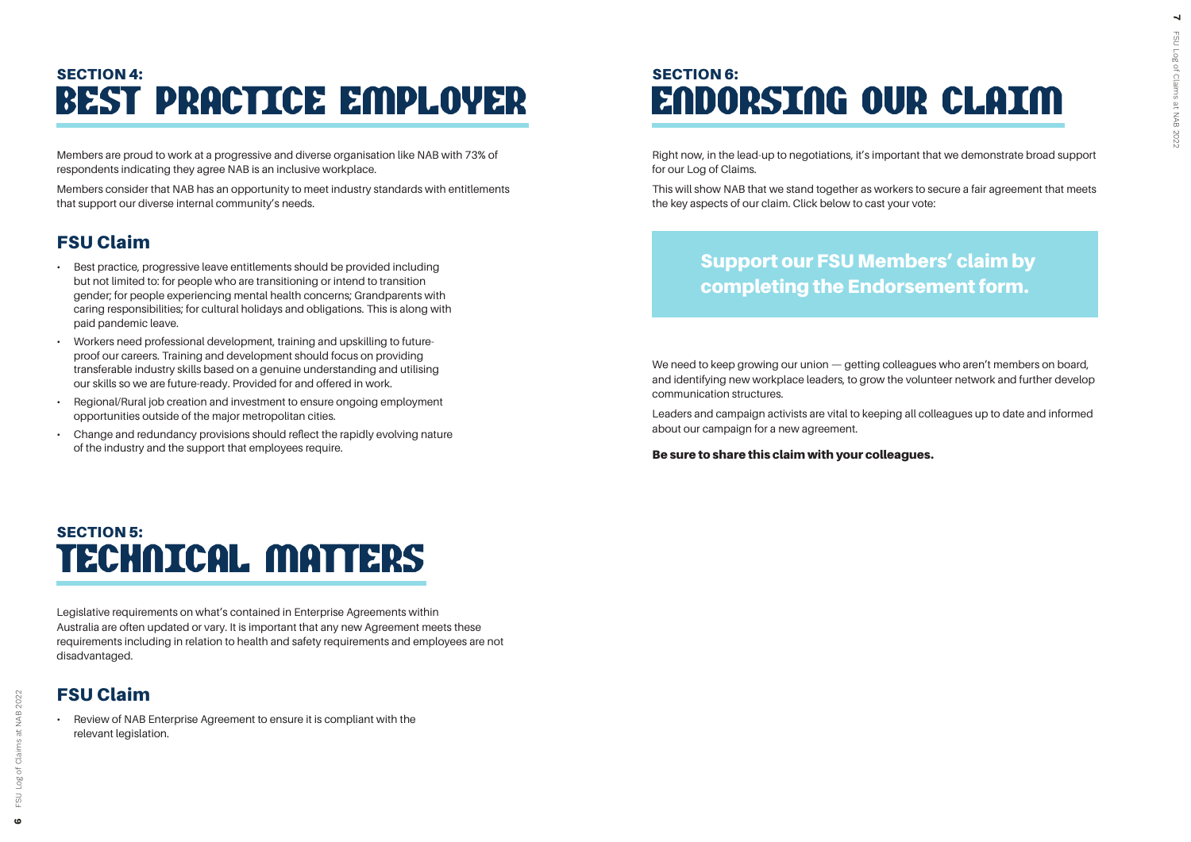## SECTION 4:
# BEST PRACTICE EMPLOYER

Members are proud to work at a progressive and diverse organisation like NAB with 73% of respondents indicating they agree NAB is an inclusive workplace.

Members consider that NAB has an opportunity to meet industry standards with entitlements that support our diverse internal community's needs.

### FSU Claim

- Best practice, progressive leave entitlements should be provided including but not limited to: for people who are transitioning or intend to transition gender; for people experiencing mental health concerns; Grandparents with caring responsibilities; for cultural holidays and obligations. This is along with paid pandemic leave.
- Workers need professional development, training and upskilling to future-proof our careers. Training and development should focus on providing transferable industry skills based on a genuine understanding and utilising our skills so we are future-ready. Provided for and offered in work.
- Regional/Rural job creation and investment to ensure ongoing employment opportunities outside of the major metropolitan cities.
- Change and redundancy provisions should reflect the rapidly evolving nature of the industry and the support that employees require.

## SECTION 5:
# TECHNICAL MATTERS

Legislative requirements on what's contained in Enterprise Agreements within Australia are often updated or vary. It is important that any new Agreement meets these requirements including in relation to health and safety requirements and employees are not disadvantaged.

### FSU Claim

- Review of NAB Enterprise Agreement to ensure it is compliant with the relevant legislation.

## SECTION 6:
# ENDORSING OUR CLAIM

Right now, in the lead-up to negotiations, it's important that we demonstrate broad support for our Log of Claims.

This will show NAB that we stand together as workers to secure a fair agreement that meets the key aspects of our claim. Click below to cast your vote:

**Support our FSU Members' claim by completing the Endorsement form.**

We need to keep growing our union — getting colleagues who aren't members on board, and identifying new workplace leaders, to grow the volunteer network and further develop communication structures.

Leaders and campaign activists are vital to keeping all colleagues up to date and informed about our campaign for a new agreement.

**Be sure to share this claim with your colleagues.**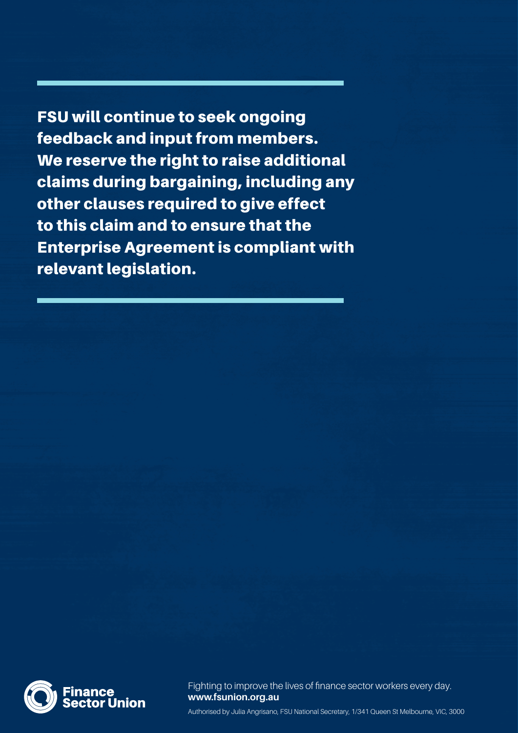**FSU will continue to seek ongoing feedback and input from members. We reserve the right to raise additional claims during bargaining, including any other clauses required to give effect to this claim and to ensure that the Enterprise Agreement is compliant with relevant legislation.**

Finance Sector Union

Fighting to improve the lives of finance sector workers every day.
**www.fsunion.org.au**

Authorised by Julia Angrisano, FSU National Secretary, 1/341 Queen St Melbourne, VIC, 3000